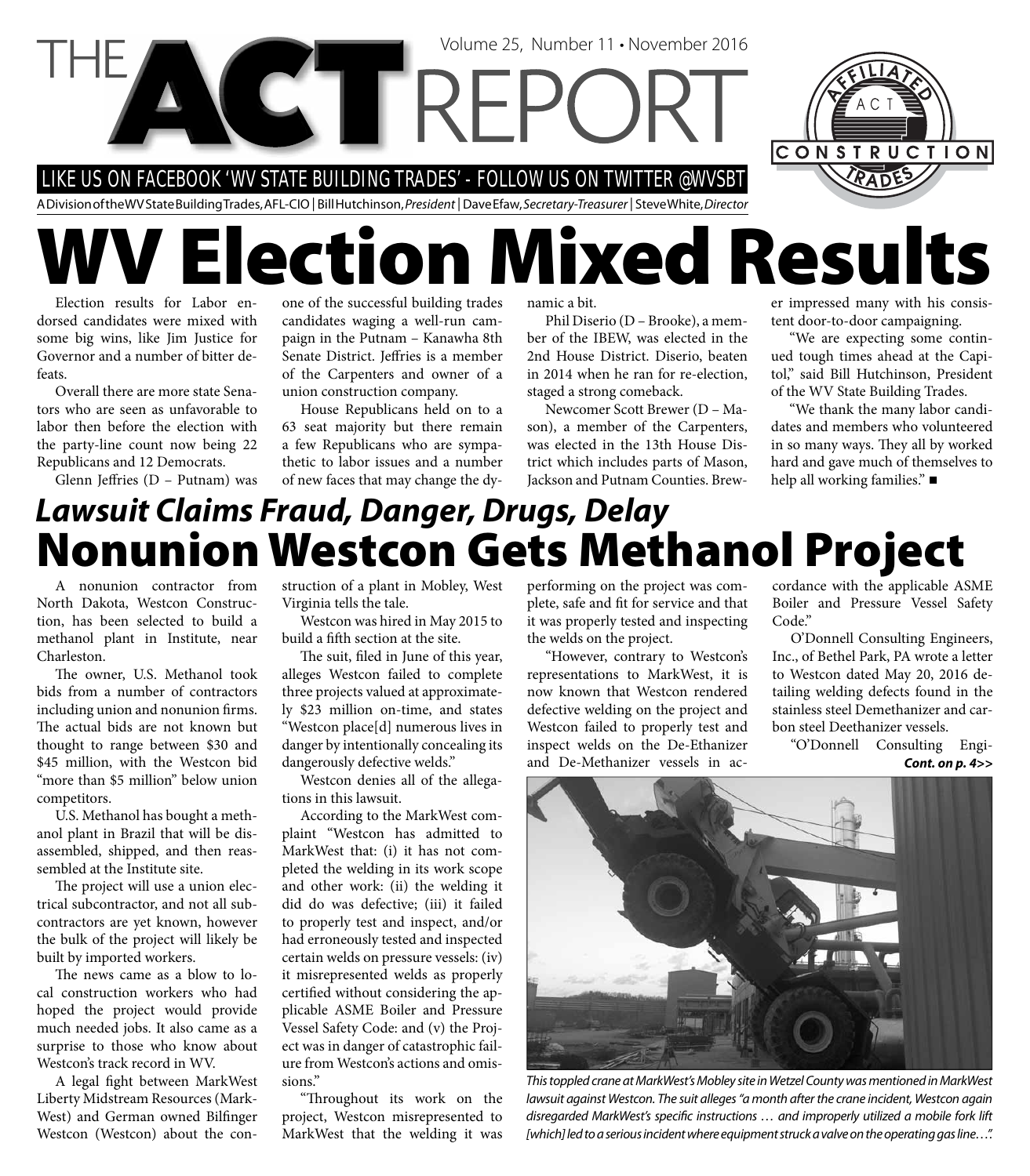# THE ACT REPORT

Volume 25, Number 11 • November 2016

LIKE US ON FACEBOOK 'WV STATE BUILDING TRADES' - FOLLOW US ON TWITTER @WVSBT

A Division of the WV State Building Trades, AFL-CIO | Bill Hutchinson, *President* | Dave Efaw, *Secretary-Treasurer* | Steve White, *Director*

# WV Election Mixed Results

Election results for Labor endorsed candidates were mixed with some big wins, like Jim Justice for Governor and a number of bitter defeats.

Overall there are more state Senators who are seen as unfavorable to labor then before the election with the party-line count now being 22 Republicans and 12 Democrats.

Glenn Jeffries (D – Putnam) was one of the successful building trades candidates waging a well-run campaign in the Putnam – Kanawha 8th Senate District. Jeffries is a member of the Carpenters and owner of a union construction company.

House Republicans held on to a 63 seat majority but there remain a few Republicans who are sympathetic to labor issues and a number of new faces that may change the dynamic a bit.

Phil Diserio (D – Brooke), a member of the IBEW, was elected in the 2nd House District. Diserio, beaten in 2014 when he ran for re-election, staged a strong comeback.

Newcomer Scott Brewer (D – Mason), a member of the Carpenters, was elected in the 13th House District which includes parts of Mason, Jackson and Putnam Counties. Brewer impressed many with his consistent door-to-door campaigning.

"We are expecting some continued tough times ahead at the Capitol," said Bill Hutchinson, President of the WV State Building Trades.

"We thank the many labor candidates and members who volunteered in so many ways. They all by worked hard and gave much of themselves to help all working families." ■

## *Lawsuit Claims Fraud, Danger, Drugs, Delay*

# Nonunion Westcon Gets Methanol Project

A nonunion contractor from North Dakota, Westcon Construction, has been selected to build a methanol plant in Institute, near Charleston.

The owner, U.S. Methanol took bids from a number of contractors including union and nonunion firms. The actual bids are not known but thought to range between $30 and $45 million, with the Westcon bid "more than $5 million" below union competitors.

U.S. Methanol has bought a methanol plant in Brazil that will be disassembled, shipped, and then reassembled at the Institute site.

The project will use a union electrical subcontractor, and not all subcontractors are yet known, however the bulk of the project will likely be built by imported workers.

The news came as a blow to local construction workers who had hoped the project would provide much needed jobs. It also came as a surprise to those who know about Westcon's track record in WV.

A legal fight between MarkWest Liberty Midstream Resources (MarkWest) and German owned Bilfinger Westcon (Westcon) about the construction of a plant in Mobley, West Virginia tells the tale.

Westcon was hired in May 2015 to build a fifth section at the site.

The suit, filed in June of this year, alleges Westcon failed to complete three projects valued at approximately $23 million on-time, and states "Westcon place[d] numerous lives in danger by intentionally concealing its dangerously defective welds."

Westcon denies all of the allegations in this lawsuit.

According to the MarkWest complaint "Westcon has admitted to MarkWest that: (i) it has not completed the welding in its work scope and other work: (ii) the welding it did do was defective; (iii) it failed to properly test and inspect, and/or had erroneously tested and inspected certain welds on pressure vessels: (iv) it misrepresented welds as properly certified without considering the applicable ASME Boiler and Pressure Vessel Safety Code: and (v) the Project was in danger of catastrophic failure from Westcon's actions and omissions."

"Throughout its work on the project, Westcon misrepresented to MarkWest that the welding it was performing on the project was complete, safe and fit for service and that it was properly tested and inspecting the welds on the project.

"However, contrary to Westcon's representations to MarkWest, it is now known that Westcon rendered defective welding on the project and Westcon failed to properly test and inspect welds on the De-Ethanizer and De-Methanizer vessels in accordance with the applicable ASME Boiler and Pressure Vessel Safety Code."

O'Donnell Consulting Engineers, Inc., of Bethel Park, PA wrote a letter to Westcon dated May 20, 2016 detailing welding defects found in the stainless steel Demethanizer and carbon steel Deethanizer vessels.

"O'Donnell Consulting Engi-

***Cont. on p. 4>>***

*This toppled crane at MarkWest's Mobley site in Wetzel County was mentioned in MarkWest lawsuit against Westcon. The suit alleges "a month after the crane incident, Westcon again disregarded MarkWest's specific instructions … and improperly utilized a mobile fork lift [which] led to a serious incident where equipment struck a valve on the operating gas line…".*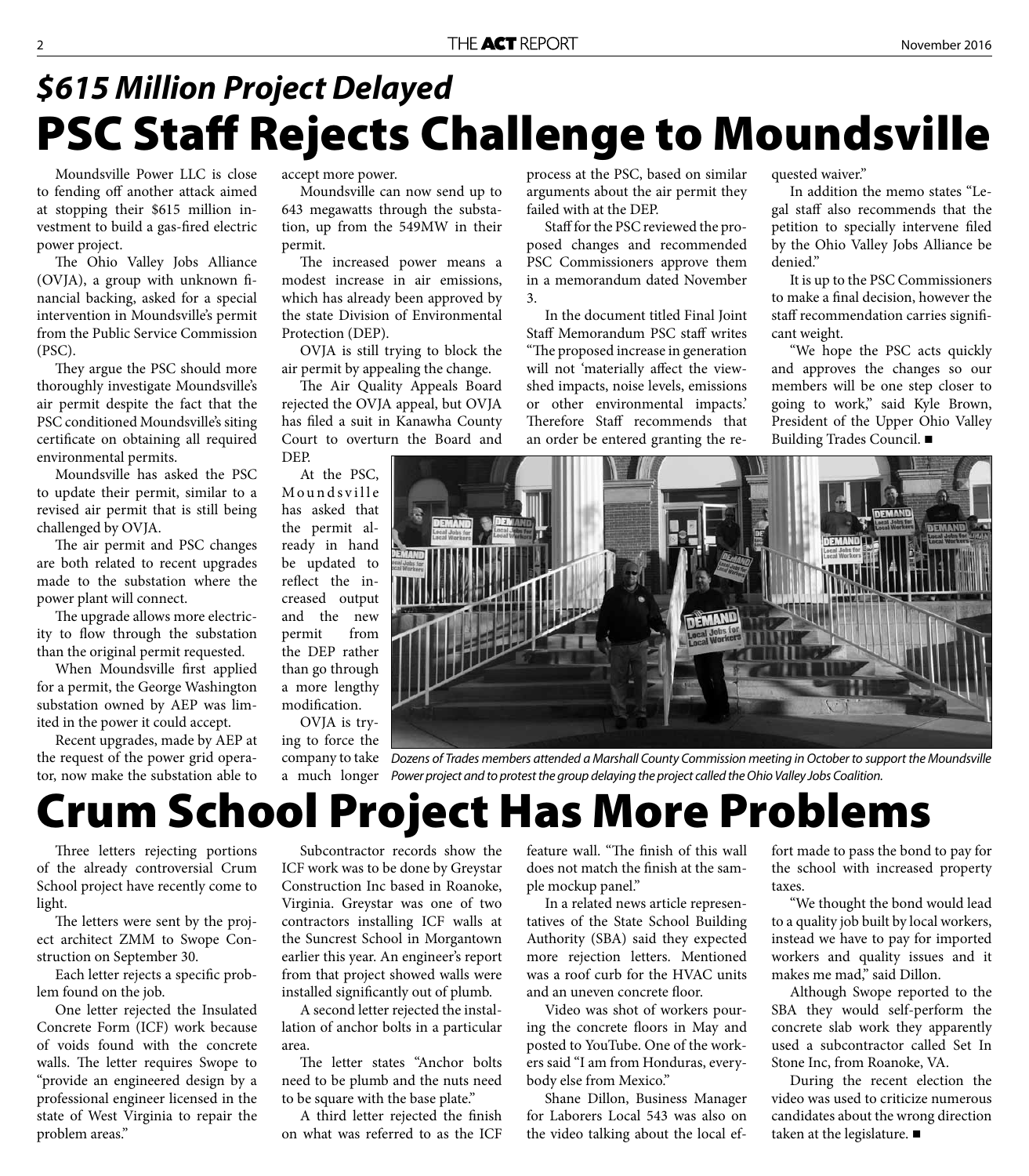## *$615 Million Project Delayed*

# PSC Staff Rejects Challenge to Moundsville

Moundsville Power LLC is close to fending off another attack aimed at stopping their $615 million investment to build a gas-fired electric power project.

The Ohio Valley Jobs Alliance (OVJA), a group with unknown financial backing, asked for a special intervention in Moundsville's permit from the Public Service Commission (PSC).

They argue the PSC should more thoroughly investigate Moundsville's air permit despite the fact that the PSC conditioned Moundsville's siting certificate on obtaining all required environmental permits.

Moundsville has asked the PSC to update their permit, similar to a revised air permit that is still being challenged by OVJA.

The air permit and PSC changes are both related to recent upgrades made to the substation where the power plant will connect.

The upgrade allows more electricity to flow through the substation than the original permit requested.

When Moundsville first applied for a permit, the George Washington substation owned by AEP was limited in the power it could accept.

Recent upgrades, made by AEP at the request of the power grid operator, now make the substation able to accept more power.

Moundsville can now send up to 643 megawatts through the substation, up from the 549MW in their permit.

The increased power means a modest increase in air emissions, which has already been approved by the state Division of Environmental Protection (DEP).

OVJA is still trying to block the air permit by appealing the change.

The Air Quality Appeals Board rejected the OVJA appeal, but OVJA has filed a suit in Kanawha County Court to overturn the Board and DEP.

At the PSC, Moundsville has asked that the permit already in hand be updated to reflect the increased output and the new permit from the DEP rather than go through a more lengthy modification.

OVJA is trying to force the company to take a much longer process at the PSC, based on similar arguments about the air permit they failed with at the DEP.

Staff for the PSC reviewed the proposed changes and recommended PSC Commissioners approve them in a memorandum dated November 3.

In the document titled Final Joint Staff Memorandum PSC staff writes "The proposed increase in generation will not 'materially affect the viewshed impacts, noise levels, emissions or other environmental impacts.' Therefore Staff recommends that an order be entered granting the requested waiver."

In addition the memo states "Legal staff also recommends that the petition to specially intervene filed by the Ohio Valley Jobs Alliance be denied."

It is up to the PSC Commissioners to make a final decision, however the staff recommendation carries significant weight.

"We hope the PSC acts quickly and approves the changes so our members will be one step closer to going to work," said Kyle Brown, President of the Upper Ohio Valley Building Trades Council. ■

*Dozens of Trades members attended a Marshall County Commission meeting in October to support the Moundsville Power project and to protest the group delaying the project called the Ohio Valley Jobs Coalition.*

# Crum School Project Has More Problems

Three letters rejecting portions of the already controversial Crum School project have recently come to light.

The letters were sent by the project architect ZMM to Swope Construction on September 30.

Each letter rejects a specific problem found on the job.

One letter rejected the Insulated Concrete Form (ICF) work because of voids found with the concrete walls. The letter requires Swope to "provide an engineered design by a professional engineer licensed in the state of West Virginia to repair the problem areas."

Subcontractor records show the ICF work was to be done by Greystar Construction Inc based in Roanoke, Virginia. Greystar was one of two contractors installing ICF walls at the Suncrest School in Morgantown earlier this year. An engineer's report from that project showed walls were installed significantly out of plumb.

A second letter rejected the installation of anchor bolts in a particular area.

The letter states "Anchor bolts need to be plumb and the nuts need to be square with the base plate."

A third letter rejected the finish on what was referred to as the ICF feature wall. "The finish of this wall does not match the finish at the sample mockup panel."

In a related news article representatives of the State School Building Authority (SBA) said they expected more rejection letters. Mentioned was a roof curb for the HVAC units and an uneven concrete floor.

Video was shot of workers pouring the concrete floors in May and posted to YouTube. One of the workers said "I am from Honduras, everybody else from Mexico."

Shane Dillon, Business Manager for Laborers Local 543 was also on the video talking about the local effort made to pass the bond to pay for the school with increased property taxes.

"We thought the bond would lead to a quality job built by local workers, instead we have to pay for imported workers and quality issues and it makes me mad," said Dillon.

Although Swope reported to the SBA they would self-perform the concrete slab work they apparently used a subcontractor called Set In Stone Inc, from Roanoke, VA.

During the recent election the video was used to criticize numerous candidates about the wrong direction taken at the legislature. ■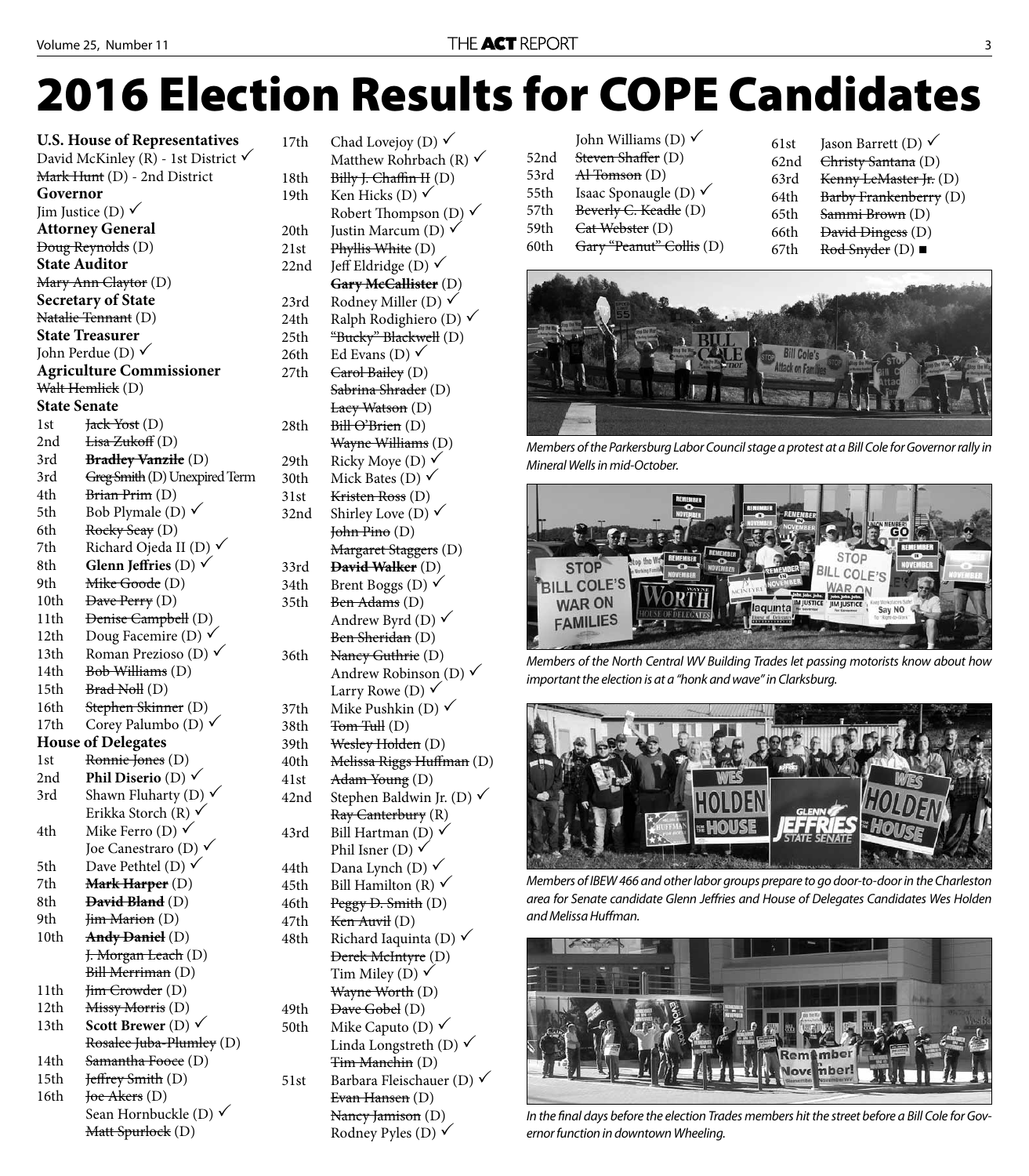# 2016 Election Results for COPE Candidates

**U.S. House of Representatives**
David McKinley (R) - 1st District ✓
~~Mark Hunt~~ (D) - 2nd District

**Governor**
Jim Justice (D) ✓

**Attorney General**
~~Doug Reynolds~~ (D)

**State Auditor**
~~Mary Ann Claytor~~ (D)

**Secretary of State**
~~Natalie Tennant~~ (D)

**State Treasurer**
John Perdue (D) ✓

**Agriculture Commissioner**
~~Walt Hemlick~~ (D)

**State Senate**

| | |
|---|---|
| 1st | ~~Jack Yost~~ (D) |
| 2nd | ~~Lisa Zukoff~~ (D) |
| 3rd | ~~**Bradley Vanzile**~~ (D) |
| 3rd | ~~Greg Smith~~ (D) Unexpired Term |
| 4th | ~~Brian Prim~~ (D) |
| 5th | Bob Plymale (D) ✓ |
| 6th | ~~Rocky Seay~~ (D) |
| 7th | Richard Ojeda II (D) ✓ |
| 8th | **Glenn Jeffries** (D) ✓ |
| 9th | ~~Mike Goode~~ (D) |
| 10th | ~~Dave Perry~~ (D) |
| 11th | ~~Denise Campbell~~ (D) |
| 12th | Doug Facemire (D) ✓ |
| 13th | Roman Prezioso (D) ✓ |
| 14th | ~~Bob Williams~~ (D) |
| 15th | ~~Brad Noll~~ (D) |
| 16th | ~~Stephen Skinner~~ (D) |
| 17th | Corey Palumbo (D) ✓ |

**House of Delegates**

| | |
|---|---|
| 1st | ~~Ronnie Jones~~ (D) |
| 2nd | **Phil Diserio** (D) ✓ |
| 3rd | Shawn Fluharty (D) ✓ |
| | Erikka Storch (R) ✓ |
| 4th | Mike Ferro (D) ✓ |
| | Joe Canestraro (D) ✓ |
| 5th | Dave Pethtel (D) ✓ |
| 7th | ~~**Mark Harper**~~ (D) |
| 8th | ~~**David Bland**~~ (D) |
| 9th | ~~Jim Marion~~ (D) |
| 10th | ~~**Andy Daniel**~~ (D) |
| | ~~J. Morgan Leach~~ (D) |
| | ~~Bill Merriman~~ (D) |
| 11th | ~~Jim Crowder~~ (D) |
| 12th | ~~Missy Morris~~ (D) |
| 13th | **Scott Brewer** (D) ✓ |
| | ~~Rosalee Juba-Plumley~~ (D) |
| 14th | ~~Samantha Fooce~~ (D) |
| 15th | ~~Jeffrey Smith~~ (D) |
| 16th | ~~Joe Akers~~ (D) |
| | Sean Hornbuckle (D) ✓ |
| | ~~Matt Spurlock~~ (D) |
| 17th | Chad Lovejoy (D) ✓ |
| | Matthew Rohrbach (R) ✓ |
| 18th | ~~Billy J. Chaffin II~~ (D) |
| 19th | Ken Hicks (D) ✓ |
| | Robert Thompson (D) ✓ |
| 20th | Justin Marcum (D) ✓ |
| 21st | ~~Phyllis White~~ (D) |
| 22nd | Jeff Eldridge (D) ✓ |
| | ~~**Gary McCallister**~~ (D) |
| 23rd | Rodney Miller (D) ✓ |
| 24th | Ralph Rodighiero (D) ✓ |
| 25th | ~~"Bucky" Blackwell~~ (D) |
| 26th | Ed Evans (D) ✓ |
| 27th | ~~Carol Bailey~~ (D) |
| | ~~Sabrina Shrader~~ (D) |
| | ~~Lacy Watson~~ (D) |
| 28th | ~~Bill O'Brien~~ (D) |
| | ~~Wayne Williams~~ (D) |
| 29th | Ricky Moye (D) ✓ |
| 30th | Mick Bates (D) ✓ |
| 31st | ~~Kristen Ross~~ (D) |
| 32nd | Shirley Love (D) ✓ |
| | ~~John Pino~~ (D) |
| | ~~Margaret Staggers~~ (D) |
| 33rd | ~~**David Walker**~~ (D) |
| 34th | Brent Boggs (D) ✓ |
| 35th | ~~Ben Adams~~ (D) |
| | Andrew Byrd (D) ✓ |
| | ~~Ben Sheridan~~ (D) |
| 36th | ~~Nancy Guthrie~~ (D) |
| | Andrew Robinson (D) ✓ |
| | Larry Rowe (D) ✓ |
| 37th | Mike Pushkin (D) ✓ |
| 38th | ~~Tom Tull~~ (D) |
| 39th | ~~Wesley Holden~~ (D) |
| 40th | ~~Melissa Riggs Huffman~~ (D) |
| 41st | ~~Adam Young~~ (D) |
| 42nd | Stephen Baldwin Jr. (D) ✓ |
| | ~~Ray Canterbury~~ (R) |
| 43rd | Bill Hartman (D) ✓ |
| | Phil Isner (D) ✓ |
| 44th | Dana Lynch (D) ✓ |
| 45th | Bill Hamilton (R) ✓ |
| 46th | ~~Peggy D. Smith~~ (D) |
| 47th | ~~Ken Auvil~~ (D) |
| 48th | Richard Iaquinta (D) ✓ |
| | ~~Derek McIntyre~~ (D) |
| | Tim Miley (D) ✓ |
| | ~~Wayne Worth~~ (D) |
| 49th | ~~Dave Gobel~~ (D) |
| 50th | Mike Caputo (D) ✓ |
| | Linda Longstreth (D) ✓ |
| | ~~Tim Manchin~~ (D) |
| 51st | Barbara Fleischauer (D) ✓ |
| | ~~Evan Hansen~~ (D) |
| | ~~Nancy Jamison~~ (D) |
| | Rodney Pyles (D) ✓ |
| | John Williams (D) ✓ |
| 52nd | ~~Steven Shaffer~~ (D) |
| 53rd | ~~Al Tomson~~ (D) |
| 55th | Isaac Sponaugle (D) ✓ |
| 57th | ~~Beverly C. Keadle~~ (D) |
| 59th | ~~Cat Webster~~ (D) |
| 60th | ~~Gary "Peanut" Collis~~ (D) |
| 61st | Jason Barrett (D) ✓ |
| 62nd | ~~Christy Santana~~ (D) |
| 63rd | ~~Kenny LeMaster Jr.~~ (D) |
| 64th | ~~Barby Frankenberry~~ (D) |
| 65th | ~~Sammi Brown~~ (D) |
| 66th | ~~David Dingess~~ (D) |
| 67th | ~~Rod Snyder~~ (D) ■ |

*Members of the Parkersburg Labor Council stage a protest at a Bill Cole for Governor rally in Mineral Wells in mid-October.*

*Members of the North Central WV Building Trades let passing motorists know about how important the election is at a "honk and wave" in Clarksburg.*

*Members of IBEW 466 and other labor groups prepare to go door-to-door in the Charleston area for Senate candidate Glenn Jeffries and House of Delegates Candidates Wes Holden and Melissa Huffman.*

*In the final days before the election Trades members hit the street before a Bill Cole for Governor function in downtown Wheeling.*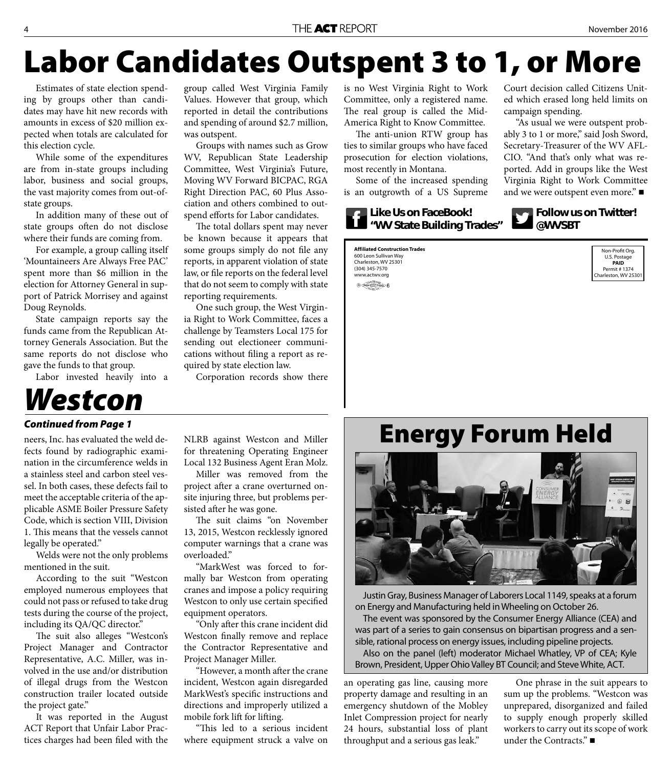# Labor Candidates Outspent 3 to 1, or More

Estimates of state election spending by groups other than candidates may have hit new records with amounts in excess of $20 million expected when totals are calculated for this election cycle.

While some of the expenditures are from in-state groups including labor, business and social groups, the vast majority comes from out-of-state groups.

In addition many of these out of state groups often do not disclose where their funds are coming from.

For example, a group calling itself 'Mountaineers Are Always Free PAC' spent more than $6 million in the election for Attorney General in support of Patrick Morrisey and against Doug Reynolds.

State campaign reports say the funds came from the Republican Attorney Generals Association. But the same reports do not disclose who gave the funds to that group.

Labor invested heavily into a group called West Virginia Family Values. However that group, which reported in detail the contributions and spending of around $2.7 million, was outspent.

Groups with names such as Grow WV, Republican State Leadership Committee, West Virginia's Future, Moving WV Forward BICPAC, RGA Right Direction PAC, 60 Plus Association and others combined to outspend efforts for Labor candidates.

The total dollars spent may never be known because it appears that some groups simply do not file any reports, in apparent violation of state law, or file reports on the federal level that do not seem to comply with state reporting requirements.

One such group, the West Virginia Right to Work Committee, faces a challenge by Teamsters Local 175 for sending out electioneer communications without filing a report as required by state election law.

Corporation records show there is no West Virginia Right to Work Committee, only a registered name. The real group is called the Mid-America Right to Know Committee.

The anti-union RTW group has ties to similar groups who have faced prosecution for election violations, most recently in Montana.

Some of the increased spending is an outgrowth of a US Supreme Court decision called Citizens United which erased long held limits on campaign spending.

"As usual we were outspent probably 3 to 1 or more," said Josh Sword, Secretary-Treasurer of the WV AFL-CIO. "And that's only what was reported. Add in groups like the West Virginia Right to Work Committee and we were outspent even more." ■

**Like Us on FaceBook! "WV State Building Trades"**

**Follow us on Twitter! @WVSBT**

**Affiliated Construction Trades**
600 Leon Sullivan Way
Charleston, WV 25301
(304) 345-7570
www.actwv.org

Non-Profit Org.
U.S. Postage
**PAID**
Permit # 1374
Charleston, WV 25301

# *Westcon*

***Continued from Page 1***

neers, Inc. has evaluated the weld defects found by radiographic examination in the circumference welds in a stainless steel and carbon steel vessel. In both cases, these defects fail to meet the acceptable criteria of the applicable ASME Boiler Pressure Safety Code, which is section VIII, Division 1. This means that the vessels cannot legally be operated."

Welds were not the only problems mentioned in the suit.

According to the suit "Westcon employed numerous employees that could not pass or refused to take drug tests during the course of the project, including its QA/QC director."

The suit also alleges "Westcon's Project Manager and Contractor Representative, A.C. Miller, was involved in the use and/or distribution of illegal drugs from the Westcon construction trailer located outside the project gate."

It was reported in the August ACT Report that Unfair Labor Practices charges had been filed with the NLRB against Westcon and Miller for threatening Operating Engineer Local 132 Business Agent Eran Molz.

Miller was removed from the project after a crane overturned onsite injuring three, but problems persisted after he was gone.

The suit claims "on November 13, 2015, Westcon recklessly ignored computer warnings that a crane was overloaded."

"MarkWest was forced to formally bar Westcon from operating cranes and impose a policy requiring Westcon to only use certain specified equipment operators.

"Only after this crane incident did Westcon finally remove and replace the Contractor Representative and Project Manager Miller.

"However, a month after the crane incident, Westcon again disregarded MarkWest's specific instructions and directions and improperly utilized a mobile fork lift for lifting.

"This led to a serious incident where equipment struck a valve on an operating gas line, causing more property damage and resulting in an emergency shutdown of the Mobley Inlet Compression project for nearly 24 hours, substantial loss of plant throughput and a serious gas leak."

One phrase in the suit appears to sum up the problems. "Westcon was unprepared, disorganized and failed to supply enough properly skilled workers to carry out its scope of work under the Contracts." ■

# Energy Forum Held

Justin Gray, Business Manager of Laborers Local 1149, speaks at a forum on Energy and Manufacturing held in Wheeling on October 26.

The event was sponsored by the Consumer Energy Alliance (CEA) and was part of a series to gain consensus on bipartisan progress and a sensible, rational process on energy issues, including pipeline projects.

Also on the panel (left) moderator Michael Whatley, VP of CEA; Kyle Brown, President, Upper Ohio Valley BT Council; and Steve White, ACT.